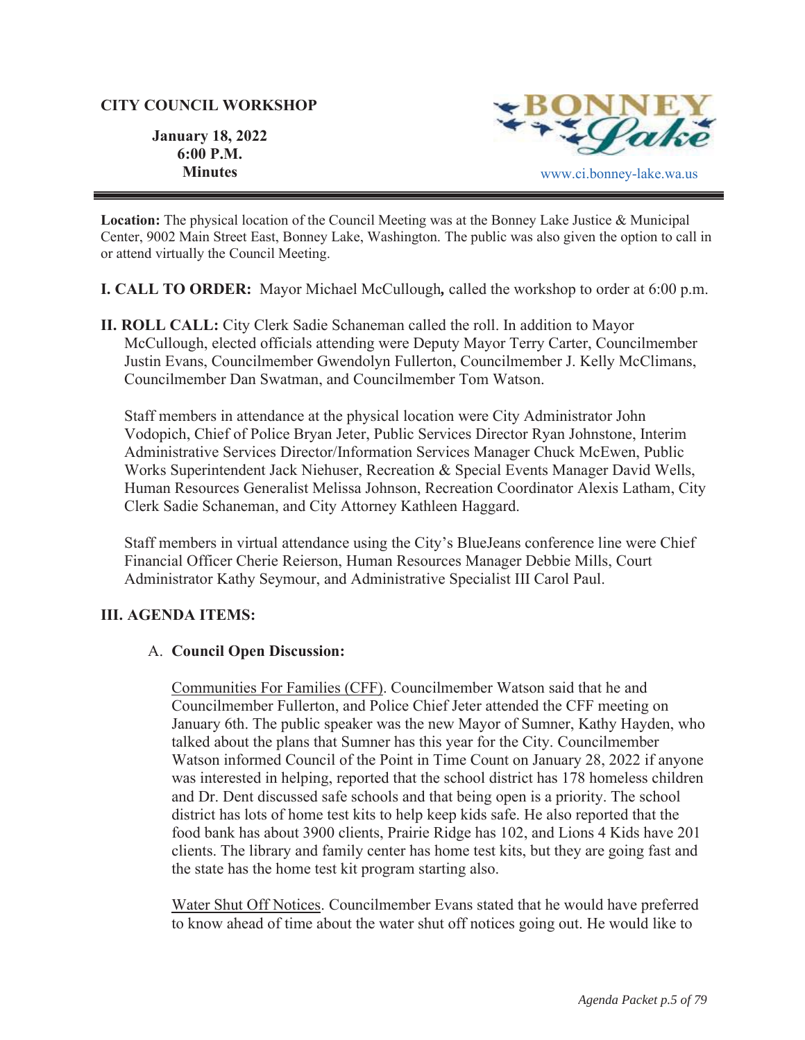**CITY COUNCIL WORKSHOP**

**January 18, 2022**
**6:00 P.M.**
**Minutes**

BONNEY Lake

www.ci.bonney-lake.wa.us

---

**Location:** The physical location of the Council Meeting was at the Bonney Lake Justice & Municipal Center, 9002 Main Street East, Bonney Lake, Washington. The public was also given the option to call in or attend virtually the Council Meeting.

**I. CALL TO ORDER:** Mayor Michael McCullough**,** called the workshop to order at 6:00 p.m.

**II. ROLL CALL:** City Clerk Sadie Schaneman called the roll. In addition to Mayor McCullough, elected officials attending were Deputy Mayor Terry Carter, Councilmember Justin Evans, Councilmember Gwendolyn Fullerton, Councilmember J. Kelly McClimans, Councilmember Dan Swatman, and Councilmember Tom Watson.

Staff members in attendance at the physical location were City Administrator John Vodopich, Chief of Police Bryan Jeter, Public Services Director Ryan Johnstone, Interim Administrative Services Director/Information Services Manager Chuck McEwen, Public Works Superintendent Jack Niehuser, Recreation & Special Events Manager David Wells, Human Resources Generalist Melissa Johnson, Recreation Coordinator Alexis Latham, City Clerk Sadie Schaneman, and City Attorney Kathleen Haggard.

Staff members in virtual attendance using the City's BlueJeans conference line were Chief Financial Officer Cherie Reierson, Human Resources Manager Debbie Mills, Court Administrator Kathy Seymour, and Administrative Specialist III Carol Paul.

**III. AGENDA ITEMS:**

A. **Council Open Discussion:**

Communities For Families (CFF). Councilmember Watson said that he and Councilmember Fullerton, and Police Chief Jeter attended the CFF meeting on January 6th. The public speaker was the new Mayor of Sumner, Kathy Hayden, who talked about the plans that Sumner has this year for the City. Councilmember Watson informed Council of the Point in Time Count on January 28, 2022 if anyone was interested in helping, reported that the school district has 178 homeless children and Dr. Dent discussed safe schools and that being open is a priority. The school district has lots of home test kits to help keep kids safe. He also reported that the food bank has about 3900 clients, Prairie Ridge has 102, and Lions 4 Kids have 201 clients. The library and family center has home test kits, but they are going fast and the state has the home test kit program starting also.

Water Shut Off Notices. Councilmember Evans stated that he would have preferred to know ahead of time about the water shut off notices going out. He would like to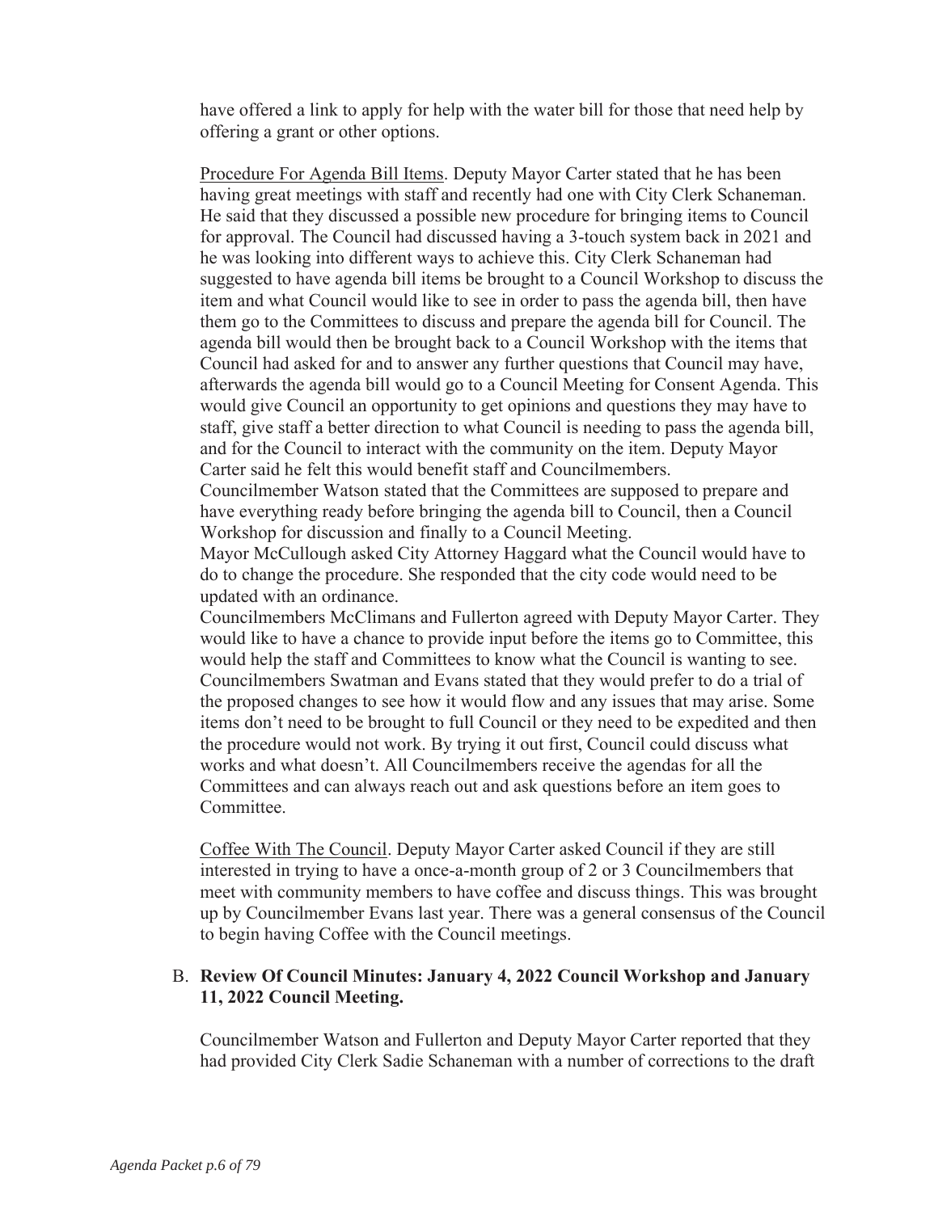have offered a link to apply for help with the water bill for those that need help by offering a grant or other options.

<u>Procedure For Agenda Bill Items</u>. Deputy Mayor Carter stated that he has been having great meetings with staff and recently had one with City Clerk Schaneman. He said that they discussed a possible new procedure for bringing items to Council for approval. The Council had discussed having a 3-touch system back in 2021 and he was looking into different ways to achieve this. City Clerk Schaneman had suggested to have agenda bill items be brought to a Council Workshop to discuss the item and what Council would like to see in order to pass the agenda bill, then have them go to the Committees to discuss and prepare the agenda bill for Council. The agenda bill would then be brought back to a Council Workshop with the items that Council had asked for and to answer any further questions that Council may have, afterwards the agenda bill would go to a Council Meeting for Consent Agenda. This would give Council an opportunity to get opinions and questions they may have to staff, give staff a better direction to what Council is needing to pass the agenda bill, and for the Council to interact with the community on the item. Deputy Mayor Carter said he felt this would benefit staff and Councilmembers.
Councilmember Watson stated that the Committees are supposed to prepare and have everything ready before bringing the agenda bill to Council, then a Council Workshop for discussion and finally to a Council Meeting.
Mayor McCullough asked City Attorney Haggard what the Council would have to do to change the procedure. She responded that the city code would need to be updated with an ordinance.
Councilmembers McClimans and Fullerton agreed with Deputy Mayor Carter. They would like to have a chance to provide input before the items go to Committee, this would help the staff and Committees to know what the Council is wanting to see.
Councilmembers Swatman and Evans stated that they would prefer to do a trial of the proposed changes to see how it would flow and any issues that may arise. Some items don't need to be brought to full Council or they need to be expedited and then the procedure would not work. By trying it out first, Council could discuss what works and what doesn't. All Councilmembers receive the agendas for all the Committees and can always reach out and ask questions before an item goes to Committee.

<u>Coffee With The Council</u>. Deputy Mayor Carter asked Council if they are still interested in trying to have a once-a-month group of 2 or 3 Councilmembers that meet with community members to have coffee and discuss things. This was brought up by Councilmember Evans last year. There was a general consensus of the Council to begin having Coffee with the Council meetings.

B. **Review Of Council Minutes: January 4, 2022 Council Workshop and January 11, 2022 Council Meeting.**

Councilmember Watson and Fullerton and Deputy Mayor Carter reported that they had provided City Clerk Sadie Schaneman with a number of corrections to the draft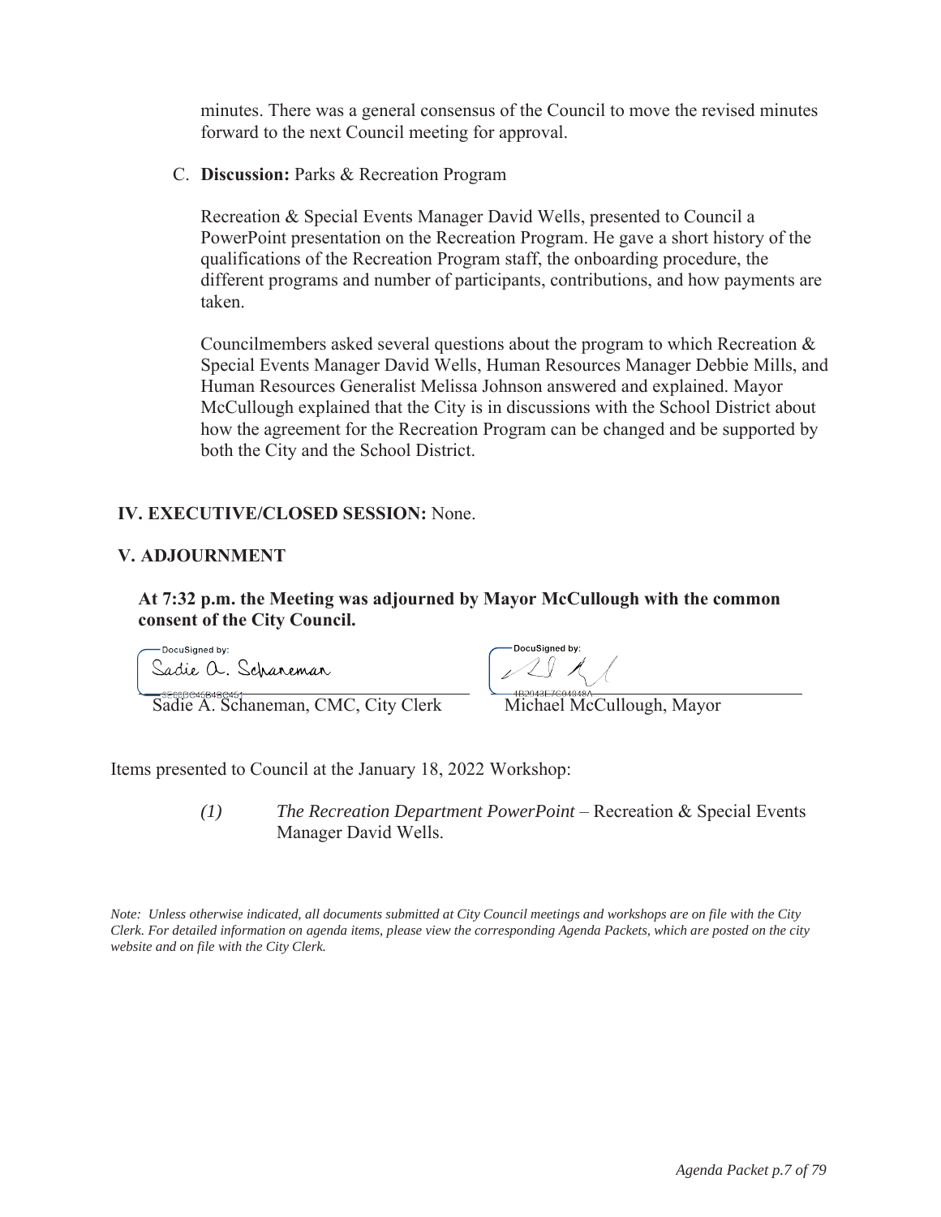minutes. There was a general consensus of the Council to move the revised minutes forward to the next Council meeting for approval.

C. **Discussion:** Parks & Recreation Program

Recreation & Special Events Manager David Wells, presented to Council a PowerPoint presentation on the Recreation Program. He gave a short history of the qualifications of the Recreation Program staff, the onboarding procedure, the different programs and number of participants, contributions, and how payments are taken.

Councilmembers asked several questions about the program to which Recreation & Special Events Manager David Wells, Human Resources Manager Debbie Mills, and Human Resources Generalist Melissa Johnson answered and explained. Mayor McCullough explained that the City is in discussions with the School District about how the agreement for the Recreation Program can be changed and be supported by both the City and the School District.

## IV. EXECUTIVE/CLOSED SESSION: None.

## V. ADJOURNMENT

**At 7:32 p.m. the Meeting was adjourned by Mayor McCullough with the common consent of the City Council.**

DocuSigned by:
Sadie A. Schaneman
3F68DC46B4BC451
Sadie A. Schaneman, CMC, City Clerk

DocuSigned by:
1B2043E7C04848A
Michael McCullough, Mayor

Items presented to Council at the January 18, 2022 Workshop:

*(1)* *The Recreation Department PowerPoint* – Recreation & Special Events Manager David Wells.

*Note: Unless otherwise indicated, all documents submitted at City Council meetings and workshops are on file with the City Clerk. For detailed information on agenda items, please view the corresponding Agenda Packets, which are posted on the city website and on file with the City Clerk.*